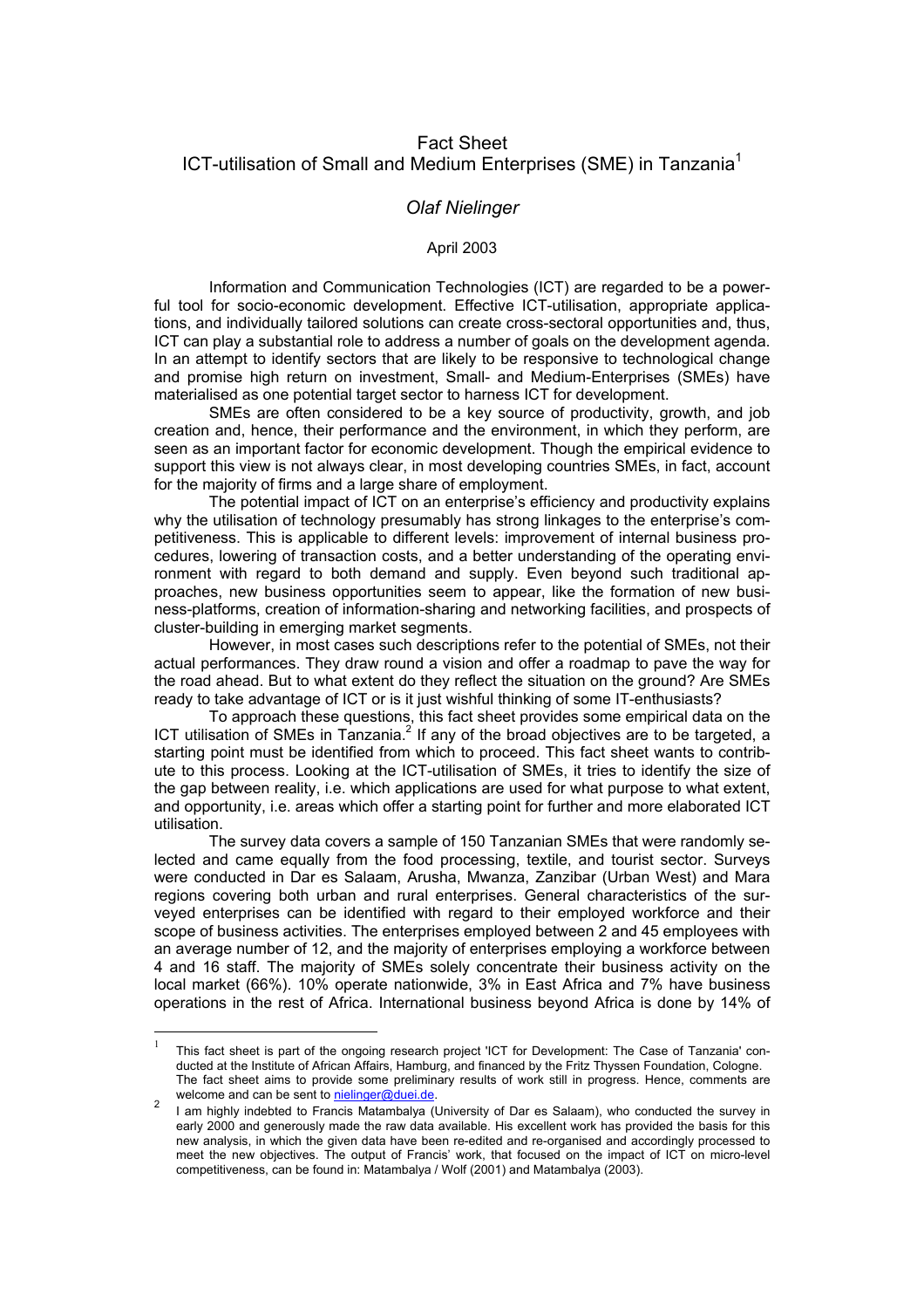# Fact Sheet
# ICT-utilisation of Small and Medium Enterprises (SME) in Tanzania[1]

## *Olaf Nielinger*

April 2003

Information and Communication Technologies (ICT) are regarded to be a powerful tool for socio-economic development. Effective ICT-utilisation, appropriate applications, and individually tailored solutions can create cross-sectoral opportunities and, thus, ICT can play a substantial role to address a number of goals on the development agenda. In an attempt to identify sectors that are likely to be responsive to technological change and promise high return on investment, Small- and Medium-Enterprises (SMEs) have materialised as one potential target sector to harness ICT for development.

SMEs are often considered to be a key source of productivity, growth, and job creation and, hence, their performance and the environment, in which they perform, are seen as an important factor for economic development. Though the empirical evidence to support this view is not always clear, in most developing countries SMEs, in fact, account for the majority of firms and a large share of employment.

The potential impact of ICT on an enterprise's efficiency and productivity explains why the utilisation of technology presumably has strong linkages to the enterprise's competitiveness. This is applicable to different levels: improvement of internal business procedures, lowering of transaction costs, and a better understanding of the operating environment with regard to both demand and supply. Even beyond such traditional approaches, new business opportunities seem to appear, like the formation of new business-platforms, creation of information-sharing and networking facilities, and prospects of cluster-building in emerging market segments.

However, in most cases such descriptions refer to the potential of SMEs, not their actual performances. They draw round a vision and offer a roadmap to pave the way for the road ahead. But to what extent do they reflect the situation on the ground? Are SMEs ready to take advantage of ICT or is it just wishful thinking of some IT-enthusiasts?

To approach these questions, this fact sheet provides some empirical data on the ICT utilisation of SMEs in Tanzania.[2] If any of the broad objectives are to be targeted, a starting point must be identified from which to proceed. This fact sheet wants to contribute to this process. Looking at the ICT-utilisation of SMEs, it tries to identify the size of the gap between reality, i.e. which applications are used for what purpose to what extent, and opportunity, i.e. areas which offer a starting point for further and more elaborated ICT utilisation.

The survey data covers a sample of 150 Tanzanian SMEs that were randomly selected and came equally from the food processing, textile, and tourist sector. Surveys were conducted in Dar es Salaam, Arusha, Mwanza, Zanzibar (Urban West) and Mara regions covering both urban and rural enterprises. General characteristics of the surveyed enterprises can be identified with regard to their employed workforce and their scope of business activities. The enterprises employed between 2 and 45 employees with an average number of 12, and the majority of enterprises employing a workforce between 4 and 16 staff. The majority of SMEs solely concentrate their business activity on the local market (66%). 10% operate nationwide, 3% in East Africa and 7% have business operations in the rest of Africa. International business beyond Africa is done by 14% of

---

[1] This fact sheet is part of the ongoing research project 'ICT for Development: The Case of Tanzania' conducted at the Institute of African Affairs, Hamburg, and financed by the Fritz Thyssen Foundation, Cologne. The fact sheet aims to provide some preliminary results of work still in progress. Hence, comments are welcome and can be sent to nielinger@duei.de.

[2] I am highly indebted to Francis Matambalya (University of Dar es Salaam), who conducted the survey in early 2000 and generously made the raw data available. His excellent work has provided the basis for this new analysis, in which the given data have been re-edited and re-organised and accordingly processed to meet the new objectives. The output of Francis' work, that focused on the impact of ICT on micro-level competitiveness, can be found in: Matambalya / Wolf (2001) and Matambalya (2003).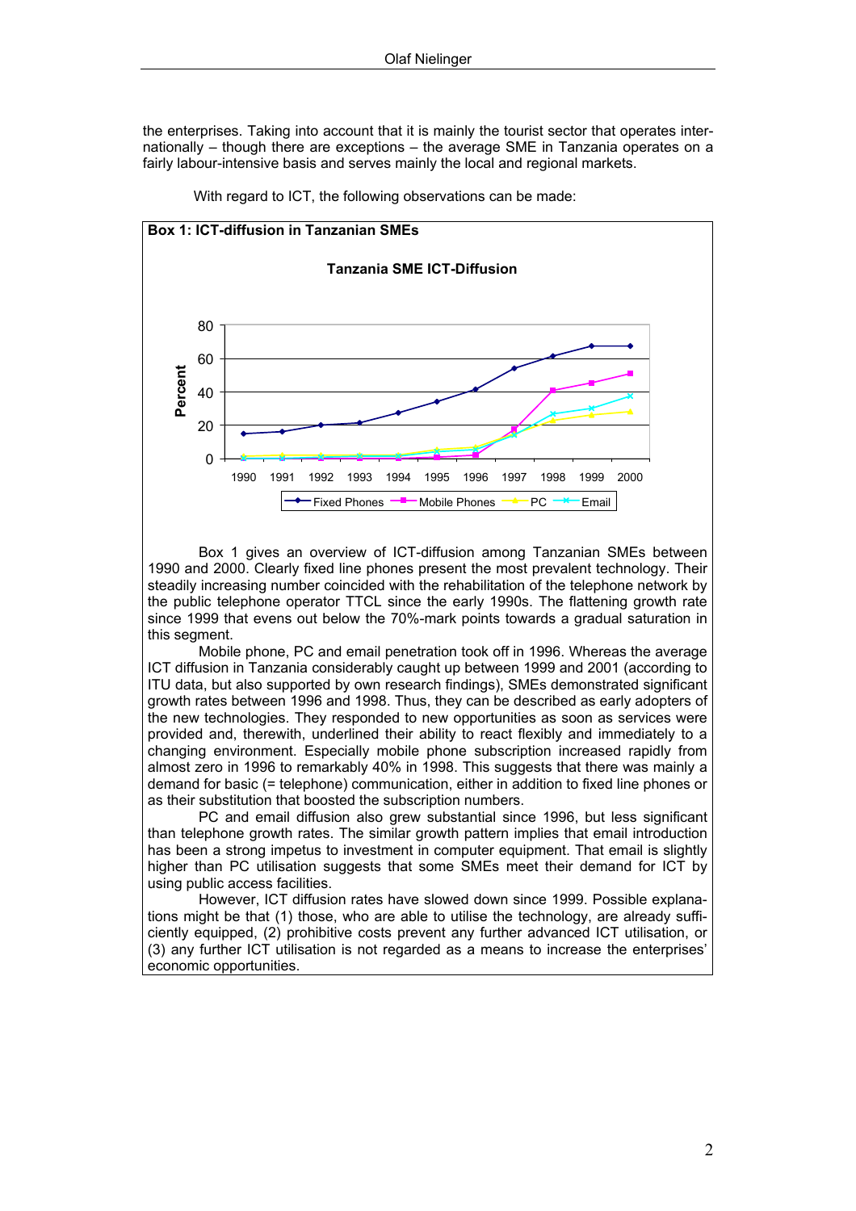the enterprises. Taking into account that it is mainly the tourist sector that operates internationally – though there are exceptions – the average SME in Tanzania operates on a fairly labour-intensive basis and serves mainly the local and regional markets.

With regard to ICT, the following observations can be made:

**Box 1: ICT-diffusion in Tanzanian SMEs**

**Tanzania SME ICT-Diffusion**

Percent

Legend: Fixed Phones, Mobile Phones, PC, Email

Box 1 gives an overview of ICT-diffusion among Tanzanian SMEs between 1990 and 2000. Clearly fixed line phones present the most prevalent technology. Their steadily increasing number coincided with the rehabilitation of the telephone network by the public telephone operator TTCL since the early 1990s. The flattening growth rate since 1999 that evens out below the 70%-mark points towards a gradual saturation in this segment.

Mobile phone, PC and email penetration took off in 1996. Whereas the average ICT diffusion in Tanzania considerably caught up between 1999 and 2001 (according to ITU data, but also supported by own research findings), SMEs demonstrated significant growth rates between 1996 and 1998. Thus, they can be described as early adopters of the new technologies. They responded to new opportunities as soon as services were provided and, therewith, underlined their ability to react flexibly and immediately to a changing environment. Especially mobile phone subscription increased rapidly from almost zero in 1996 to remarkably 40% in 1998. This suggests that there was mainly a demand for basic (= telephone) communication, either in addition to fixed line phones or as their substitution that boosted the subscription numbers.

PC and email diffusion also grew substantial since 1996, but less significant than telephone growth rates. The similar growth pattern implies that email introduction has been a strong impetus to investment in computer equipment. That email is slightly higher than PC utilisation suggests that some SMEs meet their demand for ICT by using public access facilities.

However, ICT diffusion rates have slowed down since 1999. Possible explanations might be that (1) those, who are able to utilise the technology, are already sufficiently equipped, (2) prohibitive costs prevent any further advanced ICT utilisation, or (3) any further ICT utilisation is not regarded as a means to increase the enterprises' economic opportunities.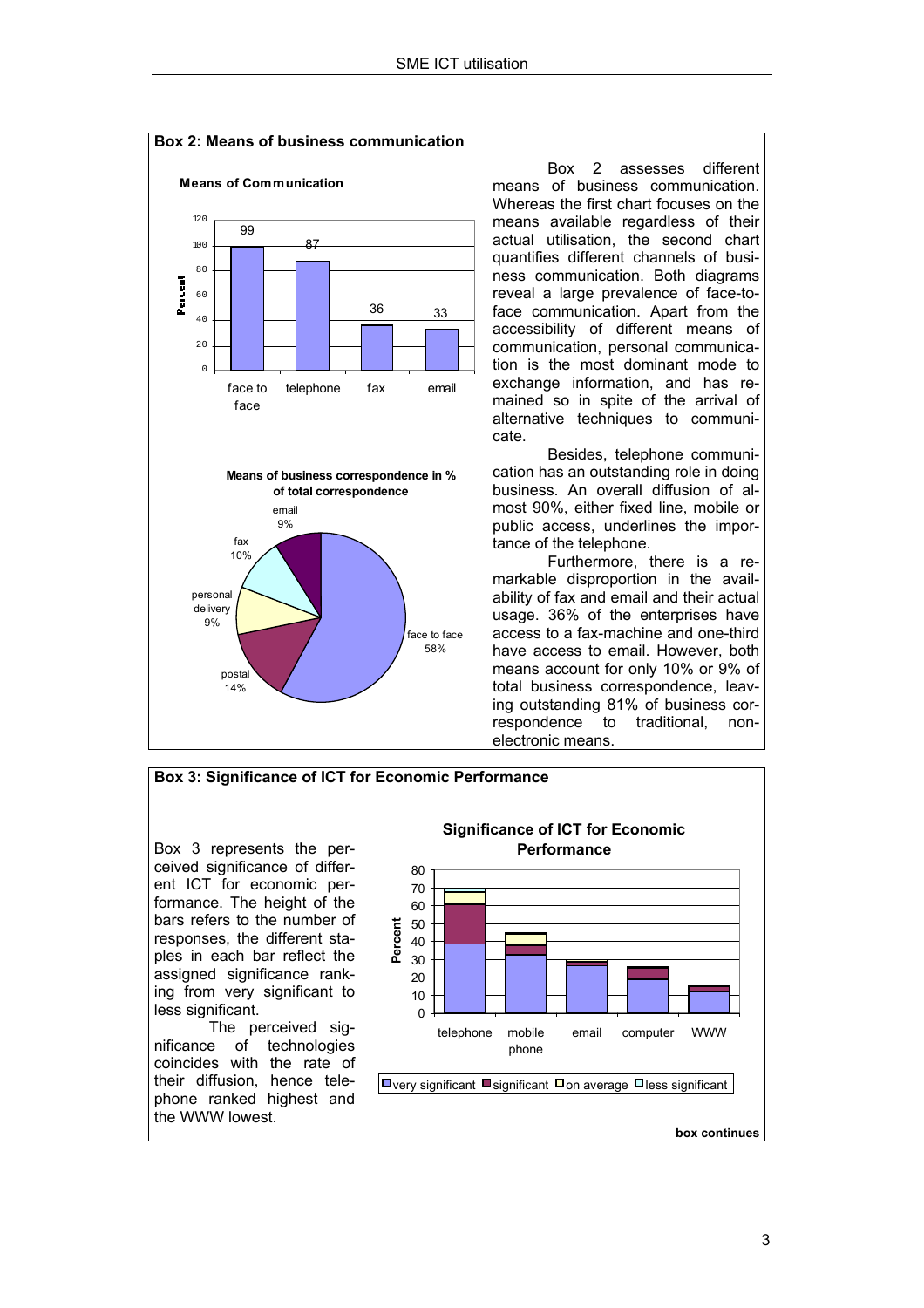## Box 2: Means of business communication

**Means of Communication**

| Means | Percent |
|---|---|
| face to face | 99 |
| telephone | 87 |
| fax | 36 |
| email | 33 |

**Means of business correspondence in % of total correspondence**

| Means | % |
|---|---|
| face to face | 58% |
| postal | 14% |
| personal delivery | 9% |
| fax | 10% |
| email | 9% |

Box 2 assesses different means of business communication. Whereas the first chart focuses on the means available regardless of their actual utilisation, the second chart quantifies different channels of business communication. Both diagrams reveal a large prevalence of face-to-face communication. Apart from the accessibility of different means of communication, personal communication is the most dominant mode to exchange information, and has remained so in spite of the arrival of alternative techniques to communicate.

Besides, telephone communication has an outstanding role in doing business. An overall diffusion of almost 90%, either fixed line, mobile or public access, underlines the importance of the telephone.

Furthermore, there is a remarkable disproportion in the availability of fax and email and their actual usage. 36% of the enterprises have access to a fax-machine and one-third have access to email. However, both means account for only 10% or 9% of total business correspondence, leaving outstanding 81% of business correspondence to traditional, non-electronic means.

## Box 3: Significance of ICT for Economic Performance

Box 3 represents the perceived significance of different ICT for economic performance. The height of the bars refers to the number of responses, the different staples in each bar reflect the assigned significance ranking from very significant to less significant.

The perceived significance of technologies coincides with the rate of their diffusion, hence telephone ranked highest and the WWW lowest.

**Significance of ICT for Economic Performance**

Stacked bar chart (y-axis: Percent, 0–80) for telephone, mobile phone, email, computer, WWW; legend: very significant, significant, on average, less significant.

**box continues**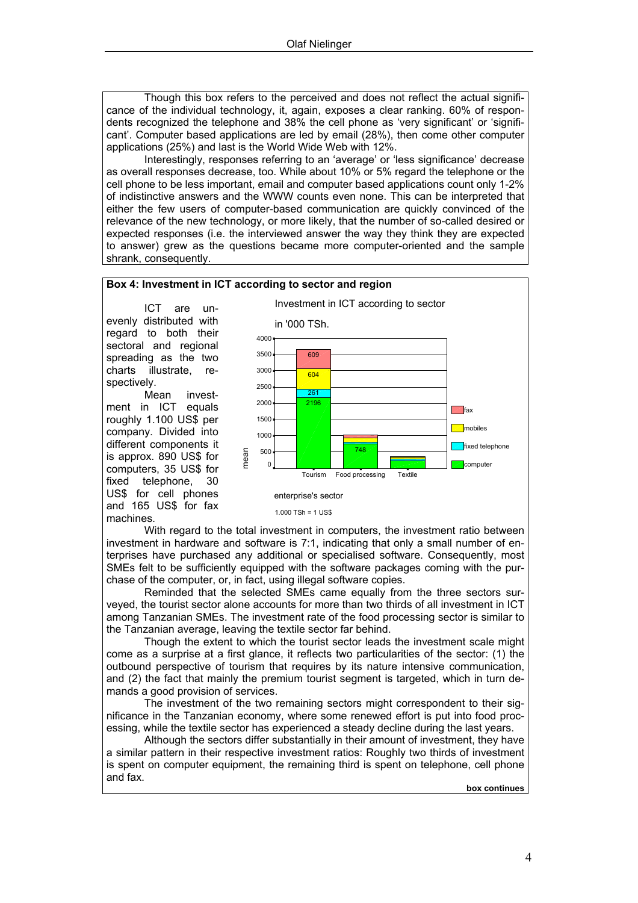Though this box refers to the perceived and does not reflect the actual significance of the individual technology, it, again, exposes a clear ranking. 60% of respondents recognized the telephone and 38% the cell phone as 'very significant' or 'significant'. Computer based applications are led by email (28%), then come other computer applications (25%) and last is the World Wide Web with 12%.

Interestingly, responses referring to an 'average' or 'less significance' decrease as overall responses decrease, too. While about 10% or 5% regard the telephone or the cell phone to be less important, email and computer based applications count only 1-2% of indistinctive answers and the WWW counts even none. This can be interpreted that either the few users of computer-based communication are quickly convinced of the relevance of the new technology, or more likely, that the number of so-called desired or expected responses (i.e. the interviewed answer the way they think they are expected to answer) grew as the questions became more computer-oriented and the sample shrank, consequently.

**Box 4: Investment in ICT according to sector and region**

ICT are unevenly distributed with regard to both their sectoral and regional spreading as the two charts illustrate, respectively.

Mean investment in ICT equals roughly 1.100 US$ per company. Divided into different components it is approx. 890 US$ for computers, 35 US$ for fixed telephone, 30 US$ for cell phones and 165 US$ for fax machines.

Investment in ICT according to sector

in '000 TSh.

| Sector (mean) | computer | fixed telephone | mobiles | fax |
|---|---|---|---|---|
| Tourism | 2196 | 261 | 604 | 609 |
| Food processing | 748 | | | |
| Textile | | | | |

enterprise's sector

1.000 TSh = 1 US$

With regard to the total investment in computers, the investment ratio between investment in hardware and software is 7:1, indicating that only a small number of enterprises have purchased any additional or specialised software. Consequently, most SMEs felt to be sufficiently equipped with the software packages coming with the purchase of the computer, or, in fact, using illegal software copies.

Reminded that the selected SMEs came equally from the three sectors surveyed, the tourist sector alone accounts for more than two thirds of all investment in ICT among Tanzanian SMEs. The investment rate of the food processing sector is similar to the Tanzanian average, leaving the textile sector far behind.

Though the extent to which the tourist sector leads the investment scale might come as a surprise at a first glance, it reflects two particularities of the sector: (1) the outbound perspective of tourism that requires by its nature intensive communication, and (2) the fact that mainly the premium tourist segment is targeted, which in turn demands a good provision of services.

The investment of the two remaining sectors might correspondent to their significance in the Tanzanian economy, where some renewed effort is put into food processing, while the textile sector has experienced a steady decline during the last years.

Although the sectors differ substantially in their amount of investment, they have a similar pattern in their respective investment ratios: Roughly two thirds of investment is spent on computer equipment, the remaining third is spent on telephone, cell phone and fax.

**box continues**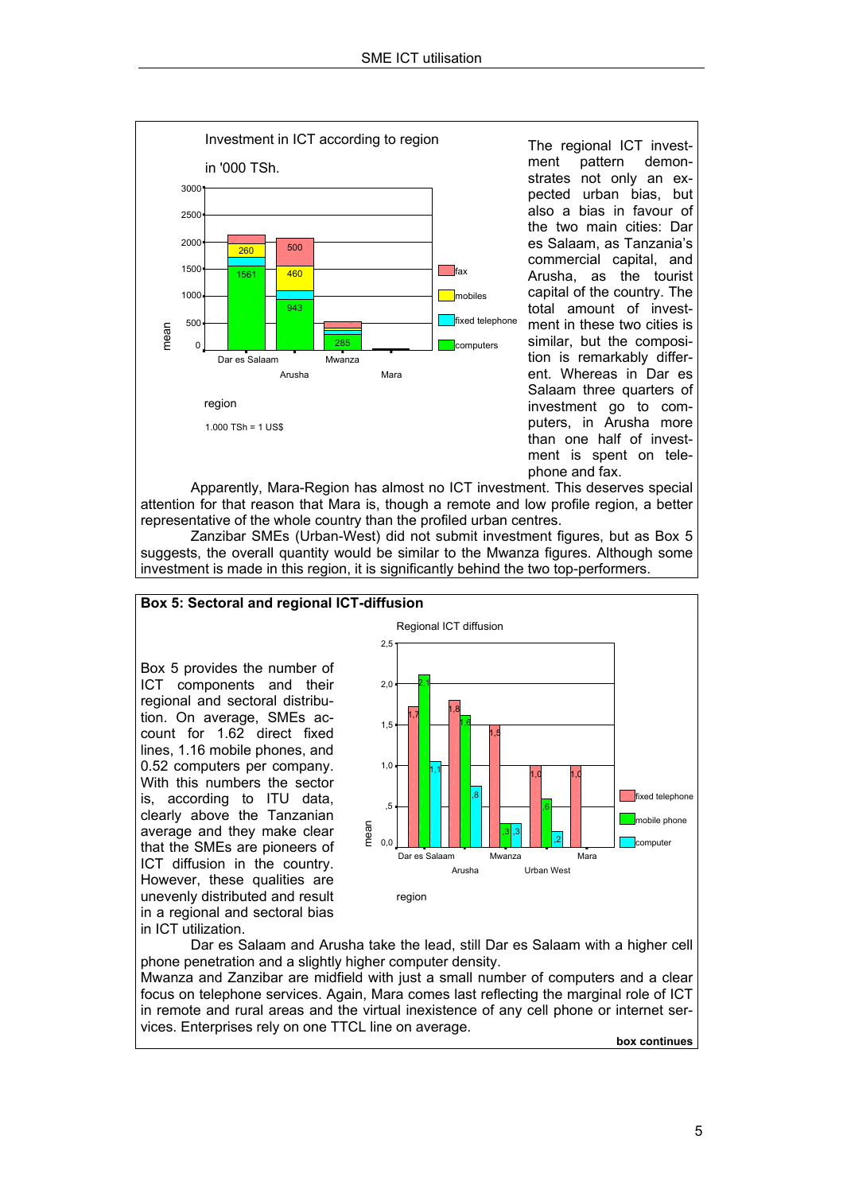Investment in ICT according to region

in '000 TSh.

| region | computers | fixed telephone | mobiles | fax |
|---|---|---|---|---|
| Dar es Salaam | 1561 | | 260 | |
| Arusha | 943 | | 460 | 500 |
| Mwanza | 285 | | | |
| Mara | | | | |

1.000 TSh = 1 US$

The regional ICT investment pattern demonstrates not only an expected urban bias, but also a bias in favour of the two main cities: Dar es Salaam, as Tanzania's commercial capital, and Arusha, as the tourist capital of the country. The total amount of investment in these two cities is similar, but the composition is remarkably different. Whereas in Dar es Salaam three quarters of investment go to computers, in Arusha more than one half of investment is spent on telephone and fax.

Apparently, Mara-Region has almost no ICT investment. This deserves special attention for that reason that Mara is, though a remote and low profile region, a better representative of the whole country than the profiled urban centres.

Zanzibar SMEs (Urban-West) did not submit investment figures, but as Box 5 suggests, the overall quantity would be similar to the Mwanza figures. Although some investment is made in this region, it is significantly behind the two top-performers.

**Box 5: Sectoral and regional ICT-diffusion**

Box 5 provides the number of ICT components and their regional and sectoral distribution. On average, SMEs account for 1.62 direct fixed lines, 1.16 mobile phones, and 0.52 computers per company. With this numbers the sector is, according to ITU data, clearly above the Tanzanian average and they make clear that the SMEs are pioneers of ICT diffusion in the country. However, these qualities are unevenly distributed and result in a regional and sectoral bias in ICT utilization.

Regional ICT diffusion

| region | fixed telephone | mobile phone | computer |
|---|---|---|---|
| Dar es Salaam | 1,7 | 2,1 | 1,1 |
| Arusha | 1,8 | 1,6 | ,8 |
| Mwanza | 1,5 | ,3 | ,3 |
| Urban West | 1,0 | ,6 | ,2 |
| Mara | 1,0 | | |

Dar es Salaam and Arusha take the lead, still Dar es Salaam with a higher cell phone penetration and a slightly higher computer density.

Mwanza and Zanzibar are midfield with just a small number of computers and a clear focus on telephone services. Again, Mara comes last reflecting the marginal role of ICT in remote and rural areas and the virtual inexistence of any cell phone or internet services. Enterprises rely on one TTCL line on average.

**box continues**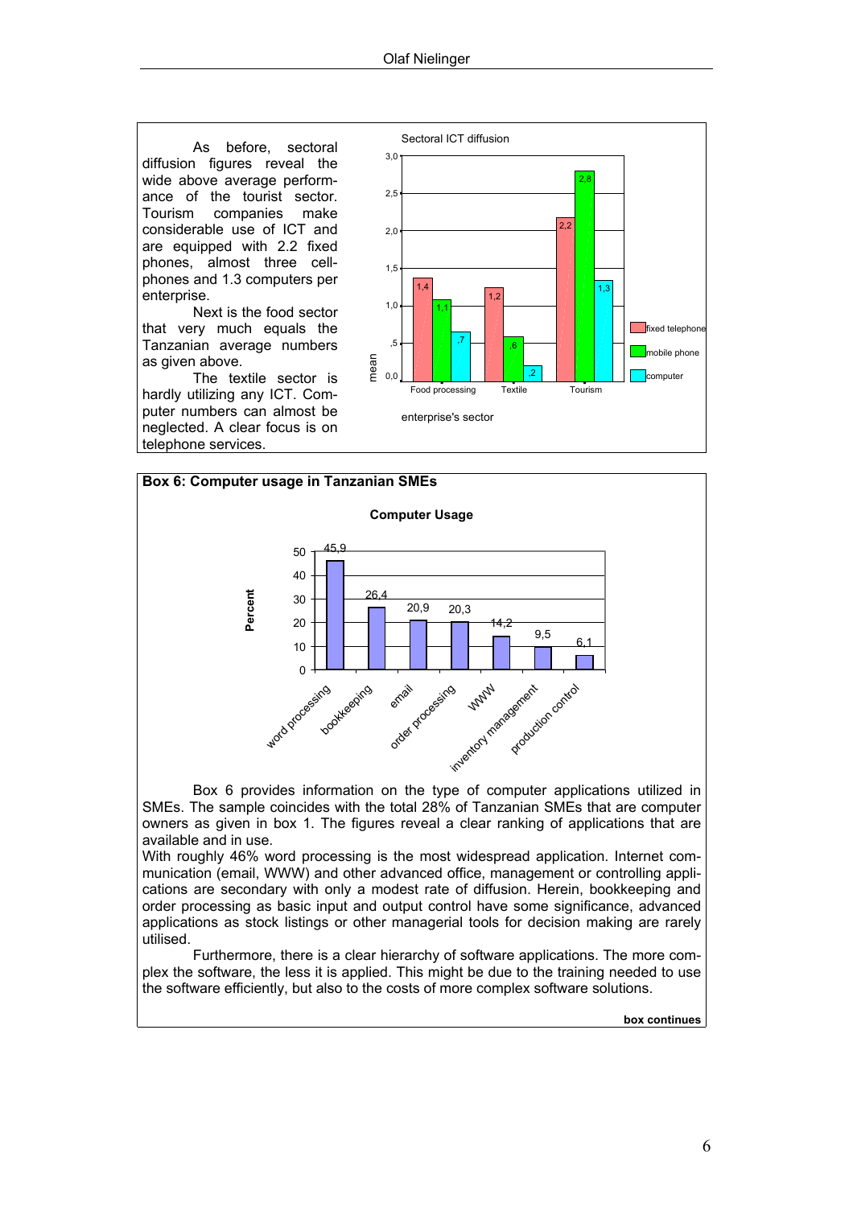As before, sectoral diffusion figures reveal the wide above average performance of the tourist sector. Tourism companies make considerable use of ICT and are equipped with 2.2 fixed phones, almost three cellphones and 1.3 computers per enterprise.

Next is the food sector that very much equals the Tanzanian average numbers as given above.

The textile sector is hardly utilizing any ICT. Computer numbers can almost be neglected. A clear focus is on telephone services.

**Sectoral ICT diffusion** (mean, by enterprise's sector)

| enterprise's sector | fixed telephone | mobile phone | computer |
|---|---|---|---|
| Food processing | 1,4 | 1,1 | ,7 |
| Textile | 1,2 | ,6 | ,2 |
| Tourism | 2,2 | 2,8 | 1,3 |

**Box 6: Computer usage in Tanzanian SMEs**

**Computer Usage**

| Application | Percent |
|---|---|
| word processing | 45,9 |
| bookkeeping | 26,4 |
| email | 20,9 |
| order processing | 20,3 |
| WWW | 14,2 |
| inventory management | 9,5 |
| production control | 6,1 |

Box 6 provides information on the type of computer applications utilized in SMEs. The sample coincides with the total 28% of Tanzanian SMEs that are computer owners as given in box 1. The figures reveal a clear ranking of applications that are available and in use.

With roughly 46% word processing is the most widespread application. Internet communication (email, WWW) and other advanced office, management or controlling applications are secondary with only a modest rate of diffusion. Herein, bookkeeping and order processing as basic input and output control have some significance, advanced applications as stock listings or other managerial tools for decision making are rarely utilised.

Furthermore, there is a clear hierarchy of software applications. The more complex the software, the less it is applied. This might be due to the training needed to use the software efficiently, but also to the costs of more complex software solutions.

**box continues**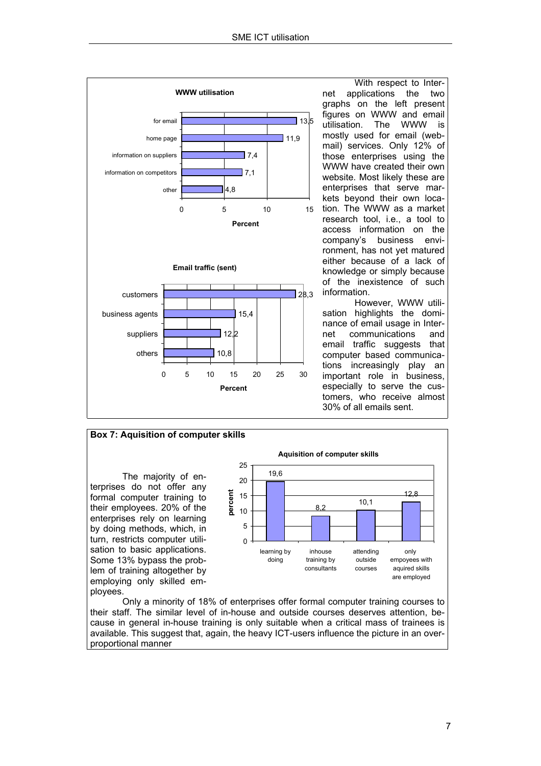**WWW utilisation**

| | Percent |
|---|---|
| for email | 13,5 |
| home page | 11,9 |
| information on suppliers | 7,4 |
| information on competitors | 7,1 |
| other | 4,8 |

**Email traffic (sent)**

| | Percent |
|---|---|
| customers | 28,3 |
| business agents | 15,4 |
| suppliers | 12,2 |
| others | 10,8 |

With respect to Internet applications the two graphs on the left present figures on WWW and email utilisation. The WWW is mostly used for email (webmail) services. Only 12% of those enterprises using the WWW have created their own website. Most likely these are enterprises that serve markets beyond their own location. The WWW as a market research tool, i.e., a tool to access information on the company's business environment, has not yet matured either because of a lack of knowledge or simply because of the inexistence of such information.

However, WWW utilisation highlights the dominance of email usage in Internet communications and email traffic suggests that computer based communications increasingly play an important role in business, especially to serve the customers, who receive almost 30% of all emails sent.

**Box 7: Aquisition of computer skills**

**Aquisition of computer skills**

| | percent |
|---|---|
| learning by doing | 19,6 |
| inhouse training by consultants | 8,2 |
| attending outside courses | 10,1 |
| only empoyees with aquired skills are employed | 12,8 |

The majority of enterprises do not offer any formal computer training to their employees. 20% of the enterprises rely on learning by doing methods, which, in turn, restricts computer utilisation to basic applications. Some 13% bypass the problem of training altogether by employing only skilled employees.

Only a minority of 18% of enterprises offer formal computer training courses to their staff. The similar level of in-house and outside courses deserves attention, because in general in-house training is only suitable when a critical mass of trainees is available. This suggest that, again, the heavy ICT-users influence the picture in an overproportional manner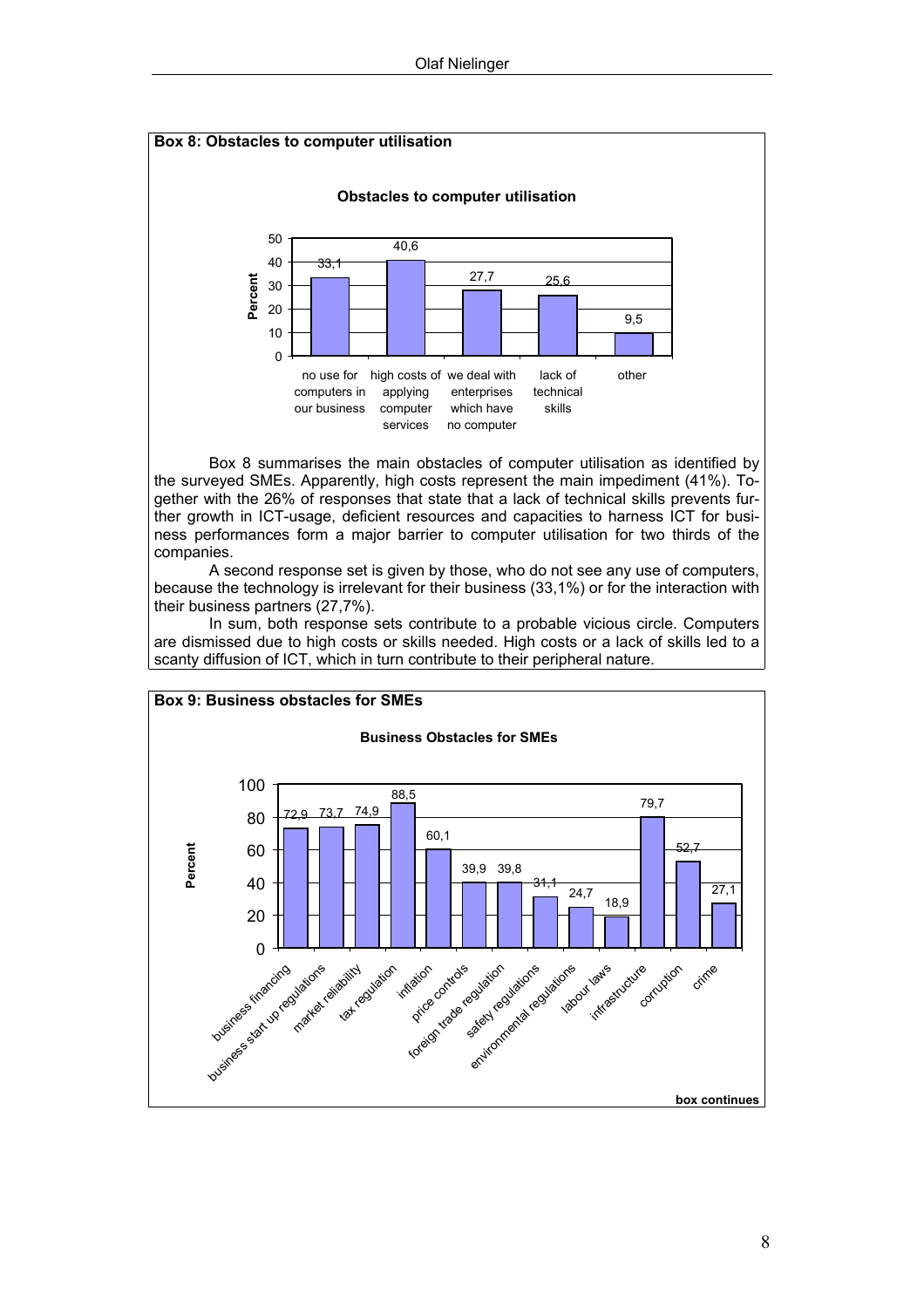**Box 8: Obstacles to computer utilisation**

**Obstacles to computer utilisation**

| Obstacle | Percent |
|---|---|
| no use for computers in our business | 33,1 |
| high costs of applying computer services | 40,6 |
| we deal with enterprises which have no computer | 27,7 |
| lack of technical skills | 25,6 |
| other | 9,5 |

Box 8 summarises the main obstacles of computer utilisation as identified by the surveyed SMEs. Apparently, high costs represent the main impediment (41%). Together with the 26% of responses that state that a lack of technical skills prevents further growth in ICT-usage, deficient resources and capacities to harness ICT for business performances form a major barrier to computer utilisation for two thirds of the companies.

A second response set is given by those, who do not see any use of computers, because the technology is irrelevant for their business (33,1%) or for the interaction with their business partners (27,7%).

In sum, both response sets contribute to a probable vicious circle. Computers are dismissed due to high costs or skills needed. High costs or a lack of skills led to a scanty diffusion of ICT, which in turn contribute to their peripheral nature.

**Box 9: Business obstacles for SMEs**

**Business Obstacles for SMEs**

| Obstacle | Percent |
|---|---|
| business financing | 72,9 |
| business start up regulations | 73,7 |
| market reliability | 74,9 |
| tax regulation | 88,5 |
| inflation | 60,1 |
| price controls | 39,9 |
| foreign trade regulation | 39,8 |
| safety regulations | 31,1 |
| environmental regulations | 24,7 |
| labour laws | 18,9 |
| infrastructure | 79,7 |
| corruption | 52,7 |
| crime | 27,1 |

**box continues**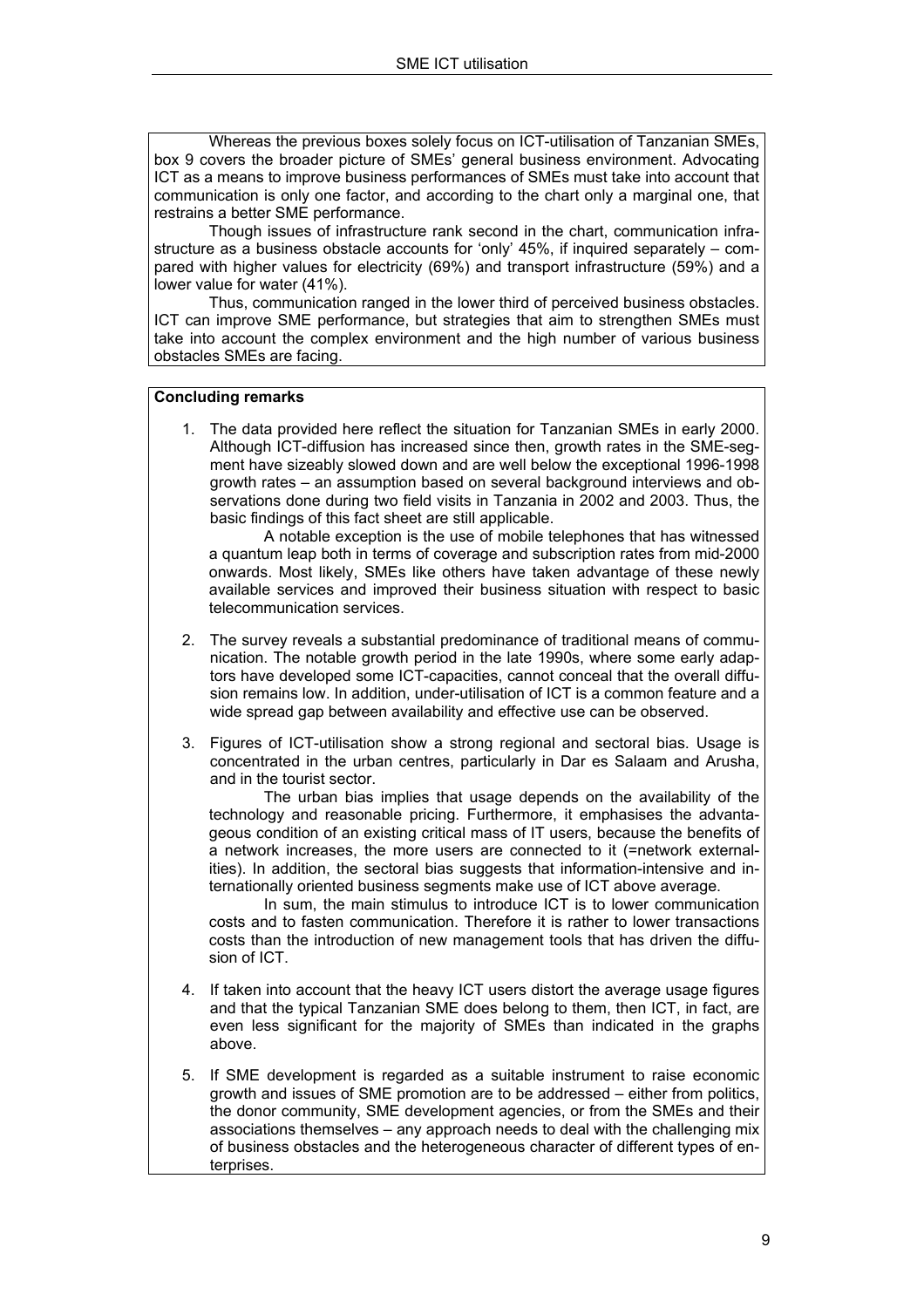Whereas the previous boxes solely focus on ICT-utilisation of Tanzanian SMEs, box 9 covers the broader picture of SMEs' general business environment. Advocating ICT as a means to improve business performances of SMEs must take into account that communication is only one factor, and according to the chart only a marginal one, that restrains a better SME performance.

Though issues of infrastructure rank second in the chart, communication infrastructure as a business obstacle accounts for 'only' 45%, if inquired separately – compared with higher values for electricity (69%) and transport infrastructure (59%) and a lower value for water (41%).

Thus, communication ranged in the lower third of perceived business obstacles. ICT can improve SME performance, but strategies that aim to strengthen SMEs must take into account the complex environment and the high number of various business obstacles SMEs are facing.

**Concluding remarks**

1. The data provided here reflect the situation for Tanzanian SMEs in early 2000. Although ICT-diffusion has increased since then, growth rates in the SME-segment have sizeably slowed down and are well below the exceptional 1996-1998 growth rates – an assumption based on several background interviews and observations done during two field visits in Tanzania in 2002 and 2003. Thus, the basic findings of this fact sheet are still applicable.

   A notable exception is the use of mobile telephones that has witnessed a quantum leap both in terms of coverage and subscription rates from mid-2000 onwards. Most likely, SMEs like others have taken advantage of these newly available services and improved their business situation with respect to basic telecommunication services.

2. The survey reveals a substantial predominance of traditional means of communication. The notable growth period in the late 1990s, where some early adaptors have developed some ICT-capacities, cannot conceal that the overall diffusion remains low. In addition, under-utilisation of ICT is a common feature and a wide spread gap between availability and effective use can be observed.

3. Figures of ICT-utilisation show a strong regional and sectoral bias. Usage is concentrated in the urban centres, particularly in Dar es Salaam and Arusha, and in the tourist sector.

   The urban bias implies that usage depends on the availability of the technology and reasonable pricing. Furthermore, it emphasises the advantageous condition of an existing critical mass of IT users, because the benefits of a network increases, the more users are connected to it (=network externalities). In addition, the sectoral bias suggests that information-intensive and internationally oriented business segments make use of ICT above average.

   In sum, the main stimulus to introduce ICT is to lower communication costs and to fasten communication. Therefore it is rather to lower transactions costs than the introduction of new management tools that has driven the diffusion of ICT.

4. If taken into account that the heavy ICT users distort the average usage figures and that the typical Tanzanian SME does belong to them, then ICT, in fact, are even less significant for the majority of SMEs than indicated in the graphs above.

5. If SME development is regarded as a suitable instrument to raise economic growth and issues of SME promotion are to be addressed – either from politics, the donor community, SME development agencies, or from the SMEs and their associations themselves – any approach needs to deal with the challenging mix of business obstacles and the heterogeneous character of different types of enterprises.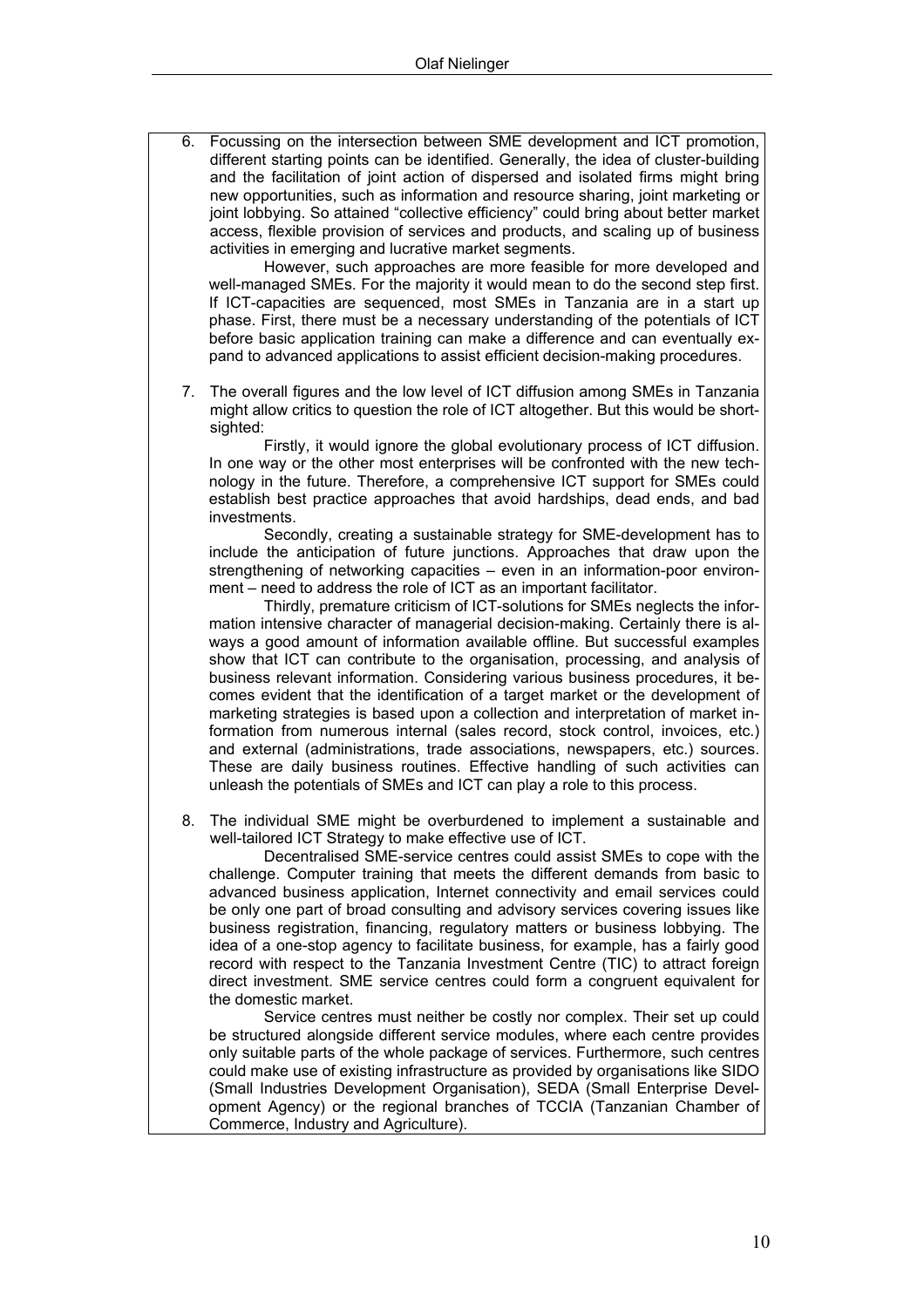6. Focussing on the intersection between SME development and ICT promotion, different starting points can be identified. Generally, the idea of cluster-building and the facilitation of joint action of dispersed and isolated firms might bring new opportunities, such as information and resource sharing, joint marketing or joint lobbying. So attained "collective efficiency" could bring about better market access, flexible provision of services and products, and scaling up of business activities in emerging and lucrative market segments.

   However, such approaches are more feasible for more developed and well-managed SMEs. For the majority it would mean to do the second step first. If ICT-capacities are sequenced, most SMEs in Tanzania are in a start up phase. First, there must be a necessary understanding of the potentials of ICT before basic application training can make a difference and can eventually expand to advanced applications to assist efficient decision-making procedures.

7. The overall figures and the low level of ICT diffusion among SMEs in Tanzania might allow critics to question the role of ICT altogether. But this would be short-sighted:

   Firstly, it would ignore the global evolutionary process of ICT diffusion. In one way or the other most enterprises will be confronted with the new technology in the future. Therefore, a comprehensive ICT support for SMEs could establish best practice approaches that avoid hardships, dead ends, and bad investments.

   Secondly, creating a sustainable strategy for SME-development has to include the anticipation of future junctions. Approaches that draw upon the strengthening of networking capacities – even in an information-poor environment – need to address the role of ICT as an important facilitator.

   Thirdly, premature criticism of ICT-solutions for SMEs neglects the information intensive character of managerial decision-making. Certainly there is always a good amount of information available offline. But successful examples show that ICT can contribute to the organisation, processing, and analysis of business relevant information. Considering various business procedures, it becomes evident that the identification of a target market or the development of marketing strategies is based upon a collection and interpretation of market information from numerous internal (sales record, stock control, invoices, etc.) and external (administrations, trade associations, newspapers, etc.) sources. These are daily business routines. Effective handling of such activities can unleash the potentials of SMEs and ICT can play a role to this process.

8. The individual SME might be overburdened to implement a sustainable and well-tailored ICT Strategy to make effective use of ICT.

   Decentralised SME-service centres could assist SMEs to cope with the challenge. Computer training that meets the different demands from basic to advanced business application, Internet connectivity and email services could be only one part of broad consulting and advisory services covering issues like business registration, financing, regulatory matters or business lobbying. The idea of a one-stop agency to facilitate business, for example, has a fairly good record with respect to the Tanzania Investment Centre (TIC) to attract foreign direct investment. SME service centres could form a congruent equivalent for the domestic market.

   Service centres must neither be costly nor complex. Their set up could be structured alongside different service modules, where each centre provides only suitable parts of the whole package of services. Furthermore, such centres could make use of existing infrastructure as provided by organisations like SIDO (Small Industries Development Organisation), SEDA (Small Enterprise Development Agency) or the regional branches of TCCIA (Tanzanian Chamber of Commerce, Industry and Agriculture).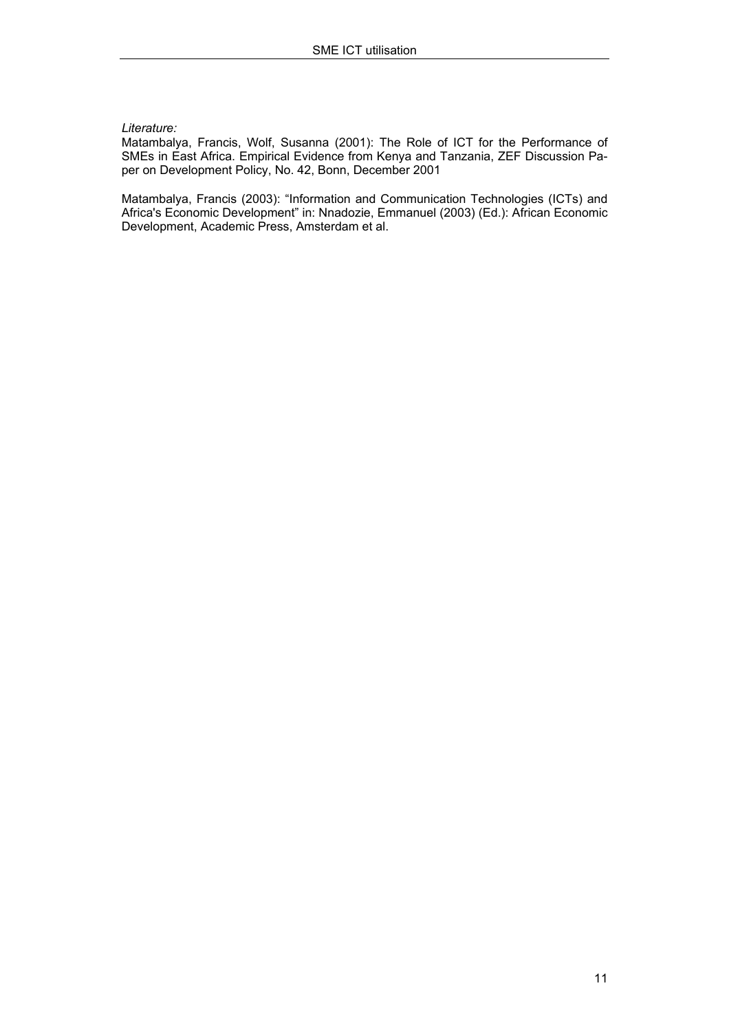*Literature:*

Matambalya, Francis, Wolf, Susanna (2001): The Role of ICT for the Performance of SMEs in East Africa. Empirical Evidence from Kenya and Tanzania, ZEF Discussion Paper on Development Policy, No. 42, Bonn, December 2001

Matambalya, Francis (2003): "Information and Communication Technologies (ICTs) and Africa's Economic Development" in: Nnadozie, Emmanuel (2003) (Ed.): African Economic Development, Academic Press, Amsterdam et al.